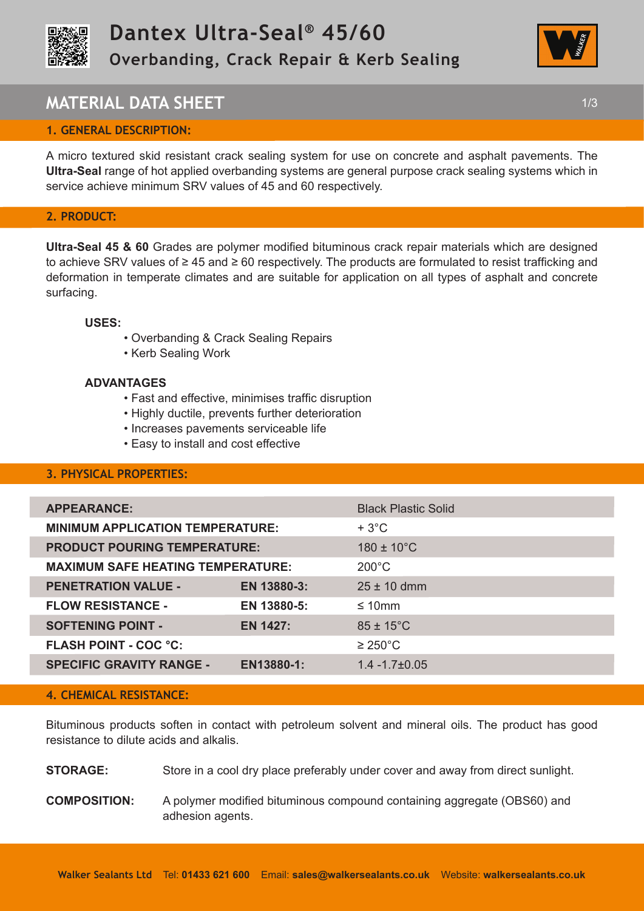# Dantex Ultra-Seal® 45/60

## Overbanding, Crack Repair & Kerb Sealing

## MATERIAL DATA SHEET

### 1. GENERAL DESCRIPTION:

A micro textured skid resistant crack sealing system for use on concrete and asphalt pavements. The **Ultra-Seal** range of hot applied overbanding systems are general purpose crack sealing systems which in service achieve minimum SRV values of 45 and 60 respectively.

### 2. PRODUCT:

**Ultra-Seal 45 & 60** Grades are polymer modified bituminous crack repair materials which are designed to achieve SRV values of ≥ 45 and ≥ 60 respectively. The products are formulated to resist trafficking and deformation in temperate climates and are suitable for application on all types of asphalt and concrete surfacing.

**USES:**

- Overbanding & Crack Sealing Repairs
- Kerb Sealing Work

**ADVANTAGES**

- Fast and effective, minimises traffic disruption
- Highly ductile, prevents further deterioration
- Increases pavements serviceable life
- Easy to install and cost effective

### 3. PHYSICAL PROPERTIES:

| | | |
|---|---|---|
| **APPEARANCE:** | | Black Plastic Solid |
| **MINIMUM APPLICATION TEMPERATURE:** | | + 3°C |
| **PRODUCT POURING TEMPERATURE:** | | 180 ± 10°C |
| **MAXIMUM SAFE HEATING TEMPERATURE:** | | 200°C |
| **PENETRATION VALUE -** | **EN 13880-3:** | 25 ± 10 dmm |
| **FLOW RESISTANCE -** | **EN 13880-5:** | ≤ 10mm |
| **SOFTENING POINT -** | **EN 1427:** | 85 ± 15°C |
| **FLASH POINT - COC °C:** | | ≥ 250°C |
| **SPECIFIC GRAVITY RANGE -** | **EN13880-1:** | 1.4 -1.7±0.05 |

### 4. CHEMICAL RESISTANCE:

Bituminous products soften in contact with petroleum solvent and mineral oils. The product has good resistance to dilute acids and alkalis.

**STORAGE:** Store in a cool dry place preferably under cover and away from direct sunlight.

**COMPOSITION:** A polymer modified bituminous compound containing aggregate (OBS60) and adhesion agents.

**Walker Sealants Ltd** Tel: **01433 621 600** Email: **sales@walkersealants.co.uk** Website: **walkersealants.co.uk**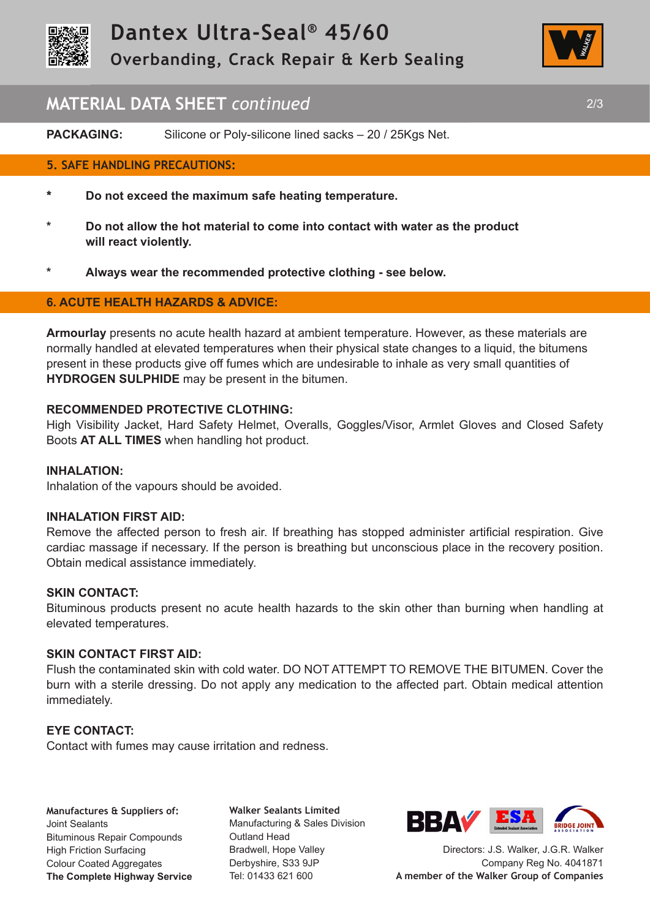# Dantex Ultra-Seal® 45/60

## Overbanding, Crack Repair & Kerb Sealing

## MATERIAL DATA SHEET *continued*

**PACKAGING:** Silicone or Poly-silicone lined sacks – 20 / 25Kgs Net.

### 5. SAFE HANDLING PRECAUTIONS:

- **Do not exceed the maximum safe heating temperature.**
- **Do not allow the hot material to come into contact with water as the product will react violently.**
- **Always wear the recommended protective clothing - see below.**

### 6. ACUTE HEALTH HAZARDS & ADVICE:

**Armourlay** presents no acute health hazard at ambient temperature. However, as these materials are normally handled at elevated temperatures when their physical state changes to a liquid, the bitumens present in these products give off fumes which are undesirable to inhale as very small quantities of **HYDROGEN SULPHIDE** may be present in the bitumen.

**RECOMMENDED PROTECTIVE CLOTHING:**
High Visibility Jacket, Hard Safety Helmet, Overalls, Goggles/Visor, Armlet Gloves and Closed Safety Boots **AT ALL TIMES** when handling hot product.

**INHALATION:**
Inhalation of the vapours should be avoided.

**INHALATION FIRST AID:**
Remove the affected person to fresh air. If breathing has stopped administer artificial respiration. Give cardiac massage if necessary. If the person is breathing but unconscious place in the recovery position. Obtain medical assistance immediately.

**SKIN CONTACT:**
Bituminous products present no acute health hazards to the skin other than burning when handling at elevated temperatures.

**SKIN CONTACT FIRST AID:**
Flush the contaminated skin with cold water. DO NOT ATTEMPT TO REMOVE THE BITUMEN. Cover the burn with a sterile dressing. Do not apply any medication to the affected part. Obtain medical attention immediately.

**EYE CONTACT:**
Contact with fumes may cause irritation and redness.

**Manufactures & Suppliers of:**
Joint Sealants
Bituminous Repair Compounds
High Friction Surfacing
Colour Coated Aggregates
**The Complete Highway Service**

**Walker Sealants Limited**
Manufacturing & Sales Division
Outland Head
Bradwell, Hope Valley
Derbyshire, S33 9JP
Tel: 01433 621 600

Directors: J.S. Walker, J.G.R. Walker
Company Reg No. 4041871
**A member of the Walker Group of Companies**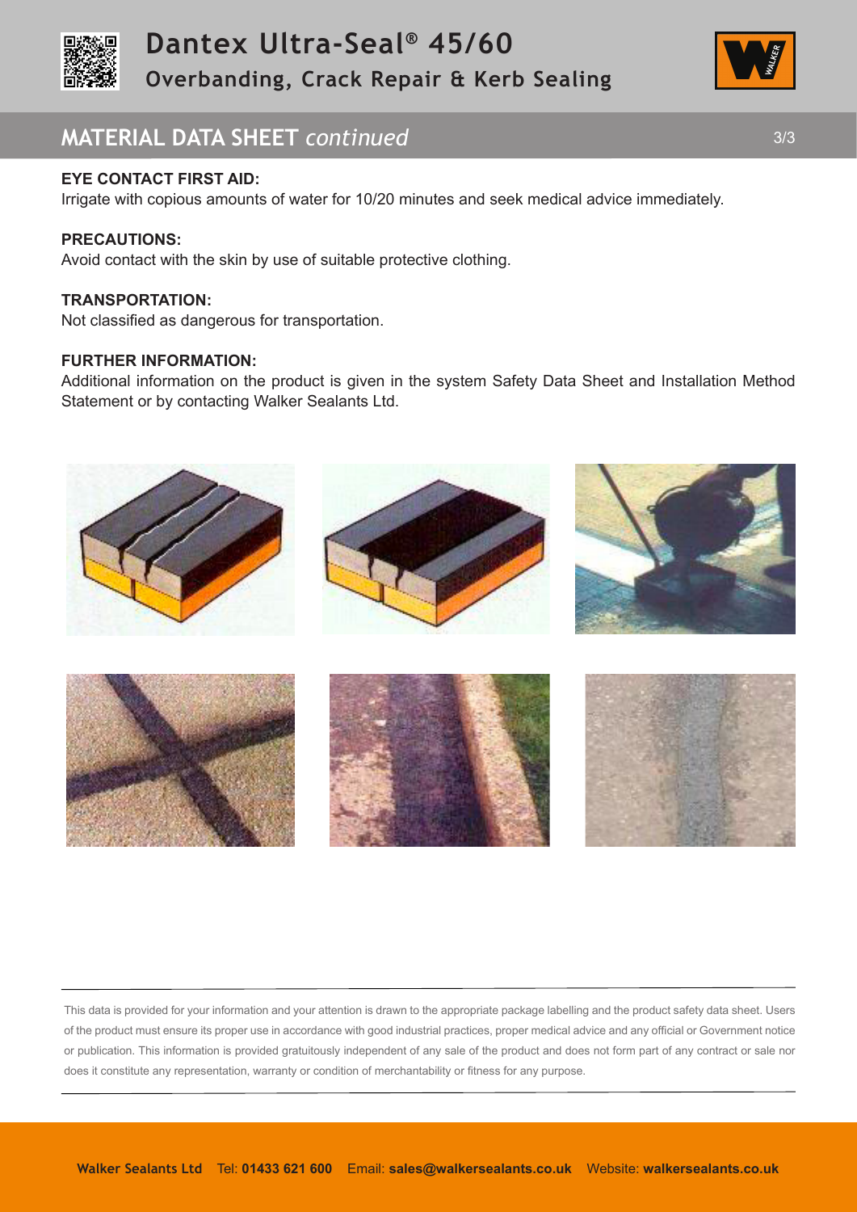## MATERIAL DATA SHEET *continued*

**EYE CONTACT FIRST AID:**
Irrigate with copious amounts of water for 10/20 minutes and seek medical advice immediately.

**PRECAUTIONS:**
Avoid contact with the skin by use of suitable protective clothing.

**TRANSPORTATION:**
Not classified as dangerous for transportation.

**FURTHER INFORMATION:**
Additional information on the product is given in the system Safety Data Sheet and Installation Method Statement or by contacting Walker Sealants Ltd.

This data is provided for your information and your attention is drawn to the appropriate package labelling and the product safety data sheet. Users of the product must ensure its proper use in accordance with good industrial practices, proper medical advice and any official or Government notice or publication. This information is provided gratuitously independent of any sale of the product and does not form part of any contract or sale nor does it constitute any representation, warranty or condition of merchantability or fitness for any purpose.

**Walker Sealants Ltd** Tel: **01433 621 600** Email: **sales@walkersealants.co.uk** Website: **walkersealants.co.uk**